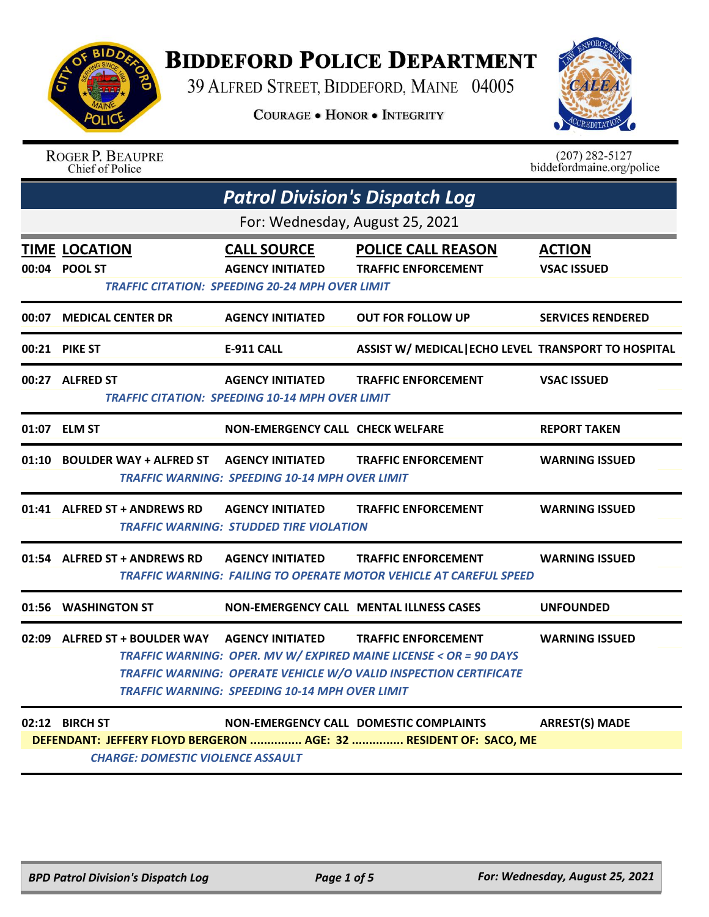# BIDDEFORD POLICE DEPARTMENT

39 ALFRED STREET, BIDDEFORD, MAINE 04005

COURAGE • HONOR • INTEGRITY

ROGER P. BEAUPRE
Chief of Police

(207) 282-5127
biddefordmaine.org/police

## Patrol Division's Dispatch Log

For: Wednesday, August 25, 2021

| TIME | LOCATION | CALL SOURCE | POLICE CALL REASON | ACTION |
|---|---|---|---|---|
| 00:04 | POOL ST | AGENCY INITIATED | TRAFFIC ENFORCEMENT | VSAC ISSUED |
| | *TRAFFIC CITATION: SPEEDING 20-24 MPH OVER LIMIT* | | | |
| 00:07 | MEDICAL CENTER DR | AGENCY INITIATED | OUT FOR FOLLOW UP | SERVICES RENDERED |
| 00:21 | PIKE ST | E-911 CALL | ASSIST W/ MEDICAL\|ECHO LEVEL | TRANSPORT TO HOSPITAL |
| 00:27 | ALFRED ST | AGENCY INITIATED | TRAFFIC ENFORCEMENT | VSAC ISSUED |
| | *TRAFFIC CITATION: SPEEDING 10-14 MPH OVER LIMIT* | | | |
| 01:07 | ELM ST | NON-EMERGENCY CALL | CHECK WELFARE | REPORT TAKEN |
| 01:10 | BOULDER WAY + ALFRED ST | AGENCY INITIATED | TRAFFIC ENFORCEMENT | WARNING ISSUED |
| | *TRAFFIC WARNING: SPEEDING 10-14 MPH OVER LIMIT* | | | |
| 01:41 | ALFRED ST + ANDREWS RD | AGENCY INITIATED | TRAFFIC ENFORCEMENT | WARNING ISSUED |
| | *TRAFFIC WARNING: STUDDED TIRE VIOLATION* | | | |
| 01:54 | ALFRED ST + ANDREWS RD | AGENCY INITIATED | TRAFFIC ENFORCEMENT | WARNING ISSUED |
| | *TRAFFIC WARNING: FAILING TO OPERATE MOTOR VEHICLE AT CAREFUL SPEED* | | | |
| 01:56 | WASHINGTON ST | NON-EMERGENCY CALL | MENTAL ILLNESS CASES | UNFOUNDED |
| 02:09 | ALFRED ST + BOULDER WAY | AGENCY INITIATED | TRAFFIC ENFORCEMENT | WARNING ISSUED |
| | *TRAFFIC WARNING: OPER. MV W/ EXPIRED MAINE LICENSE < OR = 90 DAYS* | | | |
| | *TRAFFIC WARNING: OPERATE VEHICLE W/O VALID INSPECTION CERTIFICATE* | | | |
| | *TRAFFIC WARNING: SPEEDING 10-14 MPH OVER LIMIT* | | | |
| 02:12 | BIRCH ST | NON-EMERGENCY CALL | DOMESTIC COMPLAINTS | ARREST(S) MADE |
| | **DEFENDANT: JEFFERY FLOYD BERGERON ............... AGE: 32 ............... RESIDENT OF: SACO, ME** | | | |
| | *CHARGE: DOMESTIC VIOLENCE ASSAULT* | | | |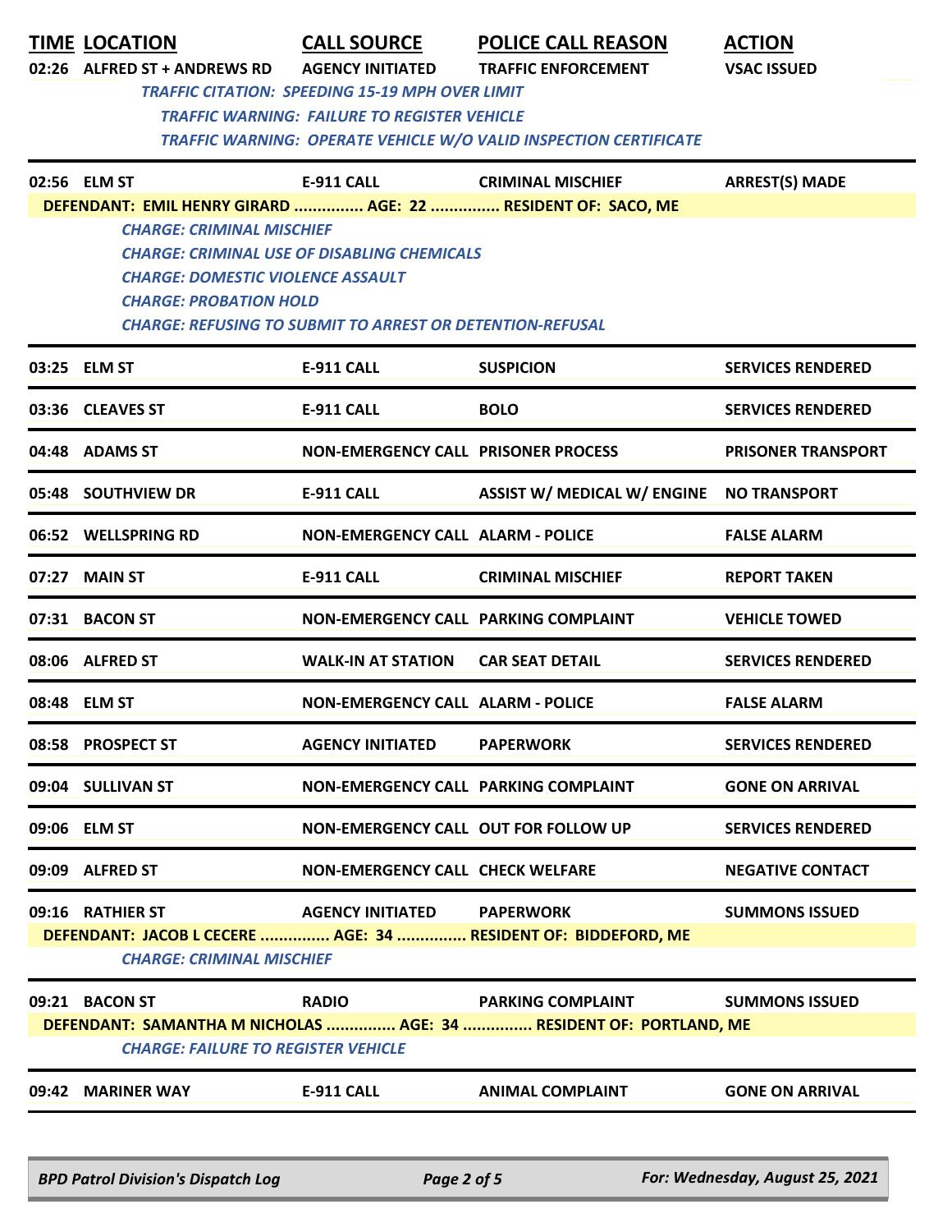| TIME | LOCATION | CALL SOURCE | POLICE CALL REASON | ACTION |
|---|---|---|---|---|
| 02:26 | ALFRED ST + ANDREWS RD | AGENCY INITIATED | TRAFFIC ENFORCEMENT | VSAC ISSUED |

*TRAFFIC CITATION: SPEEDING 15-19 MPH OVER LIMIT*
*TRAFFIC WARNING: FAILURE TO REGISTER VEHICLE*
*TRAFFIC WARNING: OPERATE VEHICLE W/O VALID INSPECTION CERTIFICATE*

| TIME | LOCATION | CALL SOURCE | POLICE CALL REASON | ACTION |
|---|---|---|---|---|
| 02:56 | ELM ST | E-911 CALL | CRIMINAL MISCHIEF | ARREST(S) MADE |

**DEFENDANT: EMIL HENRY GIRARD ............... AGE: 22 ............... RESIDENT OF: SACO, ME**

*CHARGE: CRIMINAL MISCHIEF*
*CHARGE: CRIMINAL USE OF DISABLING CHEMICALS*
*CHARGE: DOMESTIC VIOLENCE ASSAULT*
*CHARGE: PROBATION HOLD*
*CHARGE: REFUSING TO SUBMIT TO ARREST OR DETENTION-REFUSAL*

| TIME | LOCATION | CALL SOURCE | POLICE CALL REASON | ACTION |
|---|---|---|---|---|
| 03:25 | ELM ST | E-911 CALL | SUSPICION | SERVICES RENDERED |
| 03:36 | CLEAVES ST | E-911 CALL | BOLO | SERVICES RENDERED |
| 04:48 | ADAMS ST | NON-EMERGENCY CALL | PRISONER PROCESS | PRISONER TRANSPORT |
| 05:48 | SOUTHVIEW DR | E-911 CALL | ASSIST W/ MEDICAL W/ ENGINE | NO TRANSPORT |
| 06:52 | WELLSPRING RD | NON-EMERGENCY CALL | ALARM - POLICE | FALSE ALARM |
| 07:27 | MAIN ST | E-911 CALL | CRIMINAL MISCHIEF | REPORT TAKEN |
| 07:31 | BACON ST | NON-EMERGENCY CALL | PARKING COMPLAINT | VEHICLE TOWED |
| 08:06 | ALFRED ST | WALK-IN AT STATION | CAR SEAT DETAIL | SERVICES RENDERED |
| 08:48 | ELM ST | NON-EMERGENCY CALL | ALARM - POLICE | FALSE ALARM |
| 08:58 | PROSPECT ST | AGENCY INITIATED | PAPERWORK | SERVICES RENDERED |
| 09:04 | SULLIVAN ST | NON-EMERGENCY CALL | PARKING COMPLAINT | GONE ON ARRIVAL |
| 09:06 | ELM ST | NON-EMERGENCY CALL | OUT FOR FOLLOW UP | SERVICES RENDERED |
| 09:09 | ALFRED ST | NON-EMERGENCY CALL | CHECK WELFARE | NEGATIVE CONTACT |
| 09:16 | RATHIER ST | AGENCY INITIATED | PAPERWORK | SUMMONS ISSUED |

**DEFENDANT: JACOB L CECERE ............... AGE: 34 ............... RESIDENT OF: BIDDEFORD, ME**

*CHARGE: CRIMINAL MISCHIEF*

| TIME | LOCATION | CALL SOURCE | POLICE CALL REASON | ACTION |
|---|---|---|---|---|
| 09:21 | BACON ST | RADIO | PARKING COMPLAINT | SUMMONS ISSUED |

**DEFENDANT: SAMANTHA M NICHOLAS ............... AGE: 34 ............... RESIDENT OF: PORTLAND, ME**

*CHARGE: FAILURE TO REGISTER VEHICLE*

| TIME | LOCATION | CALL SOURCE | POLICE CALL REASON | ACTION |
|---|---|---|---|---|
| 09:42 | MARINER WAY | E-911 CALL | ANIMAL COMPLAINT | GONE ON ARRIVAL |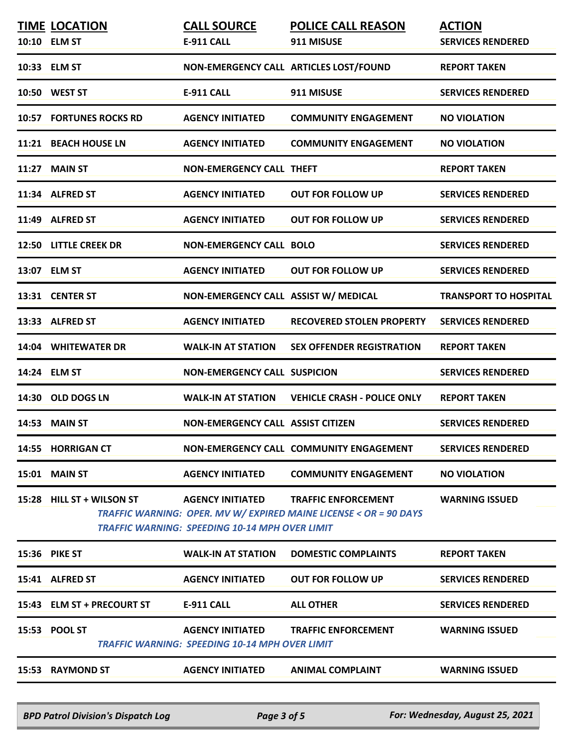| TIME | LOCATION | CALL SOURCE | POLICE CALL REASON | ACTION |
|---|---|---|---|---|
| 10:10 | ELM ST | E-911 CALL | 911 MISUSE | SERVICES RENDERED |
| 10:33 | ELM ST | NON-EMERGENCY CALL | ARTICLES LOST/FOUND | REPORT TAKEN |
| 10:50 | WEST ST | E-911 CALL | 911 MISUSE | SERVICES RENDERED |
| 10:57 | FORTUNES ROCKS RD | AGENCY INITIATED | COMMUNITY ENGAGEMENT | NO VIOLATION |
| 11:21 | BEACH HOUSE LN | AGENCY INITIATED | COMMUNITY ENGAGEMENT | NO VIOLATION |
| 11:27 | MAIN ST | NON-EMERGENCY CALL | THEFT | REPORT TAKEN |
| 11:34 | ALFRED ST | AGENCY INITIATED | OUT FOR FOLLOW UP | SERVICES RENDERED |
| 11:49 | ALFRED ST | AGENCY INITIATED | OUT FOR FOLLOW UP | SERVICES RENDERED |
| 12:50 | LITTLE CREEK DR | NON-EMERGENCY CALL | BOLO | SERVICES RENDERED |
| 13:07 | ELM ST | AGENCY INITIATED | OUT FOR FOLLOW UP | SERVICES RENDERED |
| 13:31 | CENTER ST | NON-EMERGENCY CALL | ASSIST W/ MEDICAL | TRANSPORT TO HOSPITAL |
| 13:33 | ALFRED ST | AGENCY INITIATED | RECOVERED STOLEN PROPERTY | SERVICES RENDERED |
| 14:04 | WHITEWATER DR | WALK-IN AT STATION | SEX OFFENDER REGISTRATION | REPORT TAKEN |
| 14:24 | ELM ST | NON-EMERGENCY CALL | SUSPICION | SERVICES RENDERED |
| 14:30 | OLD DOGS LN | WALK-IN AT STATION | VEHICLE CRASH - POLICE ONLY | REPORT TAKEN |
| 14:53 | MAIN ST | NON-EMERGENCY CALL | ASSIST CITIZEN | SERVICES RENDERED |
| 14:55 | HORRIGAN CT | NON-EMERGENCY CALL | COMMUNITY ENGAGEMENT | SERVICES RENDERED |
| 15:01 | MAIN ST | AGENCY INITIATED | COMMUNITY ENGAGEMENT | NO VIOLATION |
| 15:28 | HILL ST + WILSON ST | AGENCY INITIATED | TRAFFIC ENFORCEMENT | WARNING ISSUED |
| | | *TRAFFIC WARNING: OPER. MV W/ EXPIRED MAINE LICENSE < OR = 90 DAYS* | | |
| | | *TRAFFIC WARNING: SPEEDING 10-14 MPH OVER LIMIT* | | |
| 15:36 | PIKE ST | WALK-IN AT STATION | DOMESTIC COMPLAINTS | REPORT TAKEN |
| 15:41 | ALFRED ST | AGENCY INITIATED | OUT FOR FOLLOW UP | SERVICES RENDERED |
| 15:43 | ELM ST + PRECOURT ST | E-911 CALL | ALL OTHER | SERVICES RENDERED |
| 15:53 | POOL ST | AGENCY INITIATED | TRAFFIC ENFORCEMENT | WARNING ISSUED |
| | | *TRAFFIC WARNING: SPEEDING 10-14 MPH OVER LIMIT* | | |
| 15:53 | RAYMOND ST | AGENCY INITIATED | ANIMAL COMPLAINT | WARNING ISSUED |

*BPD Patrol Division's Dispatch Log* — *For: Wednesday, August 25, 2021*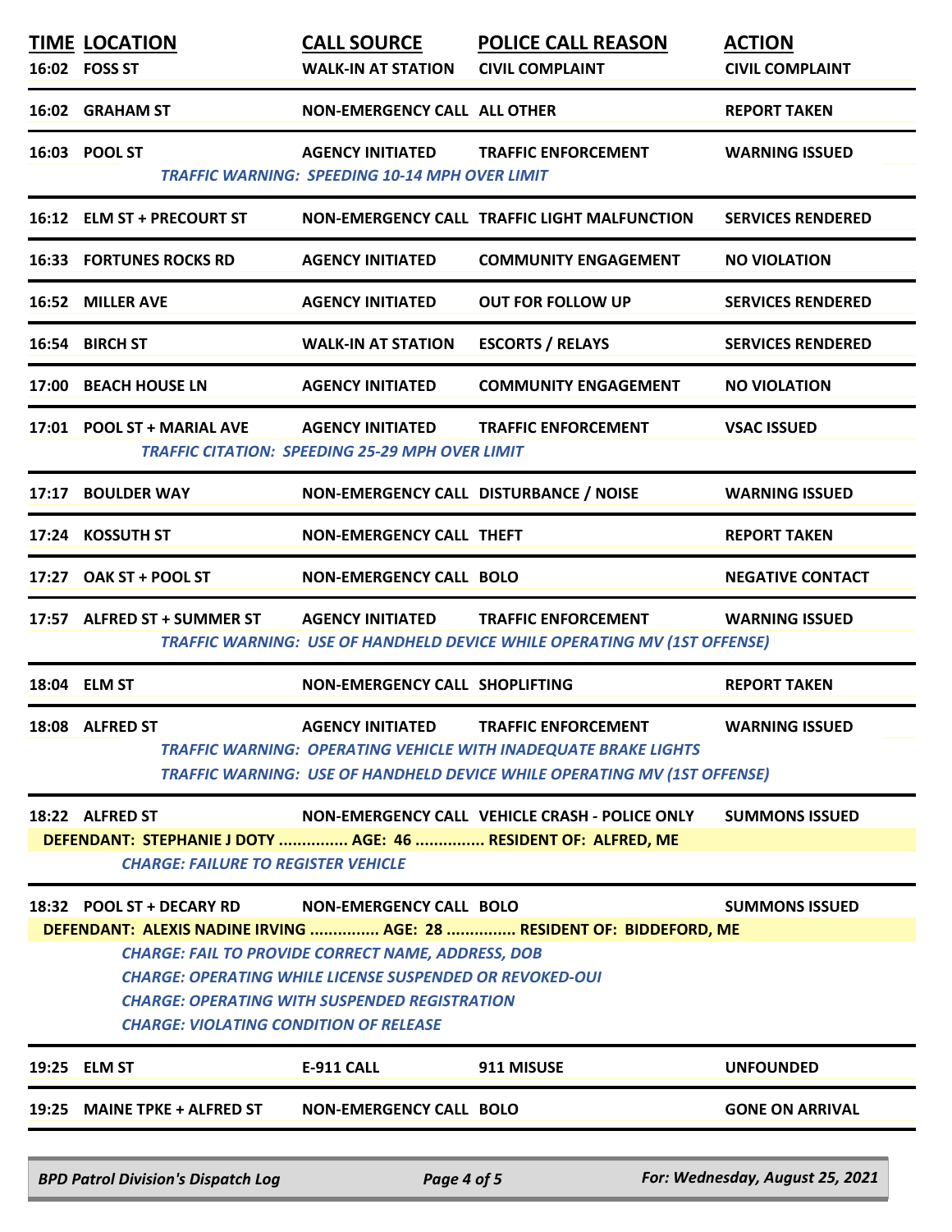| TIME | LOCATION | CALL SOURCE | POLICE CALL REASON | ACTION |
|---|---|---|---|---|
| 16:02 | FOSS ST | WALK-IN AT STATION | CIVIL COMPLAINT | CIVIL COMPLAINT |
| 16:02 | GRAHAM ST | NON-EMERGENCY CALL | ALL OTHER | REPORT TAKEN |
| 16:03 | POOL ST | AGENCY INITIATED | TRAFFIC ENFORCEMENT | WARNING ISSUED |
| | *TRAFFIC WARNING: SPEEDING 10-14 MPH OVER LIMIT* | | | |
| 16:12 | ELM ST + PRECOURT ST | NON-EMERGENCY CALL | TRAFFIC LIGHT MALFUNCTION | SERVICES RENDERED |
| 16:33 | FORTUNES ROCKS RD | AGENCY INITIATED | COMMUNITY ENGAGEMENT | NO VIOLATION |
| 16:52 | MILLER AVE | AGENCY INITIATED | OUT FOR FOLLOW UP | SERVICES RENDERED |
| 16:54 | BIRCH ST | WALK-IN AT STATION | ESCORTS / RELAYS | SERVICES RENDERED |
| 17:00 | BEACH HOUSE LN | AGENCY INITIATED | COMMUNITY ENGAGEMENT | NO VIOLATION |
| 17:01 | POOL ST + MARIAL AVE | AGENCY INITIATED | TRAFFIC ENFORCEMENT | VSAC ISSUED |
| | *TRAFFIC CITATION: SPEEDING 25-29 MPH OVER LIMIT* | | | |
| 17:17 | BOULDER WAY | NON-EMERGENCY CALL | DISTURBANCE / NOISE | WARNING ISSUED |
| 17:24 | KOSSUTH ST | NON-EMERGENCY CALL | THEFT | REPORT TAKEN |
| 17:27 | OAK ST + POOL ST | NON-EMERGENCY CALL | BOLO | NEGATIVE CONTACT |
| 17:57 | ALFRED ST + SUMMER ST | AGENCY INITIATED | TRAFFIC ENFORCEMENT | WARNING ISSUED |
| | *TRAFFIC WARNING: USE OF HANDHELD DEVICE WHILE OPERATING MV (1ST OFFENSE)* | | | |
| 18:04 | ELM ST | NON-EMERGENCY CALL | SHOPLIFTING | REPORT TAKEN |
| 18:08 | ALFRED ST | AGENCY INITIATED | TRAFFIC ENFORCEMENT | WARNING ISSUED |
| | *TRAFFIC WARNING: OPERATING VEHICLE WITH INADEQUATE BRAKE LIGHTS*<br>*TRAFFIC WARNING: USE OF HANDHELD DEVICE WHILE OPERATING MV (1ST OFFENSE)* | | | |
| 18:22 | ALFRED ST | NON-EMERGENCY CALL | VEHICLE CRASH - POLICE ONLY | SUMMONS ISSUED |
| | **DEFENDANT: STEPHANIE J DOTY ............... AGE: 46 ............... RESIDENT OF: ALFRED, ME**<br>*CHARGE: FAILURE TO REGISTER VEHICLE* | | | |
| 18:32 | POOL ST + DECARY RD | NON-EMERGENCY CALL | BOLO | SUMMONS ISSUED |
| | **DEFENDANT: ALEXIS NADINE IRVING ............... AGE: 28 ............... RESIDENT OF: BIDDEFORD, ME**<br>*CHARGE: FAIL TO PROVIDE CORRECT NAME, ADDRESS, DOB*<br>*CHARGE: OPERATING WHILE LICENSE SUSPENDED OR REVOKED-OUI*<br>*CHARGE: OPERATING WITH SUSPENDED REGISTRATION*<br>*CHARGE: VIOLATING CONDITION OF RELEASE* | | | |
| 19:25 | ELM ST | E-911 CALL | 911 MISUSE | UNFOUNDED |
| 19:25 | MAINE TPKE + ALFRED ST | NON-EMERGENCY CALL | BOLO | GONE ON ARRIVAL |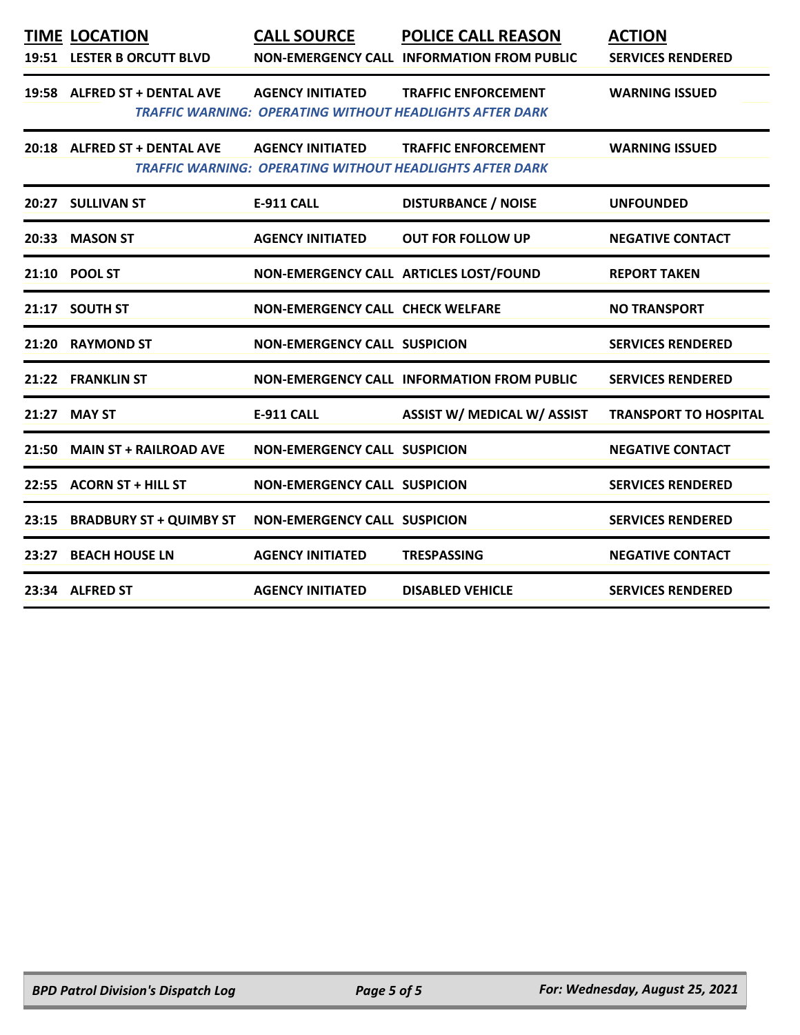| TIME | LOCATION | CALL SOURCE | POLICE CALL REASON | ACTION |
|---|---|---|---|---|
| 19:51 | LESTER B ORCUTT BLVD | NON-EMERGENCY CALL | INFORMATION FROM PUBLIC | SERVICES RENDERED |
| 19:58 | ALFRED ST + DENTAL AVE | AGENCY INITIATED | TRAFFIC ENFORCEMENT | WARNING ISSUED |
| | | *TRAFFIC WARNING: OPERATING WITHOUT HEADLIGHTS AFTER DARK* | | |
| 20:18 | ALFRED ST + DENTAL AVE | AGENCY INITIATED | TRAFFIC ENFORCEMENT | WARNING ISSUED |
| | | *TRAFFIC WARNING: OPERATING WITHOUT HEADLIGHTS AFTER DARK* | | |
| 20:27 | SULLIVAN ST | E-911 CALL | DISTURBANCE / NOISE | UNFOUNDED |
| 20:33 | MASON ST | AGENCY INITIATED | OUT FOR FOLLOW UP | NEGATIVE CONTACT |
| 21:10 | POOL ST | NON-EMERGENCY CALL | ARTICLES LOST/FOUND | REPORT TAKEN |
| 21:17 | SOUTH ST | NON-EMERGENCY CALL | CHECK WELFARE | NO TRANSPORT |
| 21:20 | RAYMOND ST | NON-EMERGENCY CALL | SUSPICION | SERVICES RENDERED |
| 21:22 | FRANKLIN ST | NON-EMERGENCY CALL | INFORMATION FROM PUBLIC | SERVICES RENDERED |
| 21:27 | MAY ST | E-911 CALL | ASSIST W/ MEDICAL W/ ASSIST | TRANSPORT TO HOSPITAL |
| 21:50 | MAIN ST + RAILROAD AVE | NON-EMERGENCY CALL | SUSPICION | NEGATIVE CONTACT |
| 22:55 | ACORN ST + HILL ST | NON-EMERGENCY CALL | SUSPICION | SERVICES RENDERED |
| 23:15 | BRADBURY ST + QUIMBY ST | NON-EMERGENCY CALL | SUSPICION | SERVICES RENDERED |
| 23:27 | BEACH HOUSE LN | AGENCY INITIATED | TRESPASSING | NEGATIVE CONTACT |
| 23:34 | ALFRED ST | AGENCY INITIATED | DISABLED VEHICLE | SERVICES RENDERED |